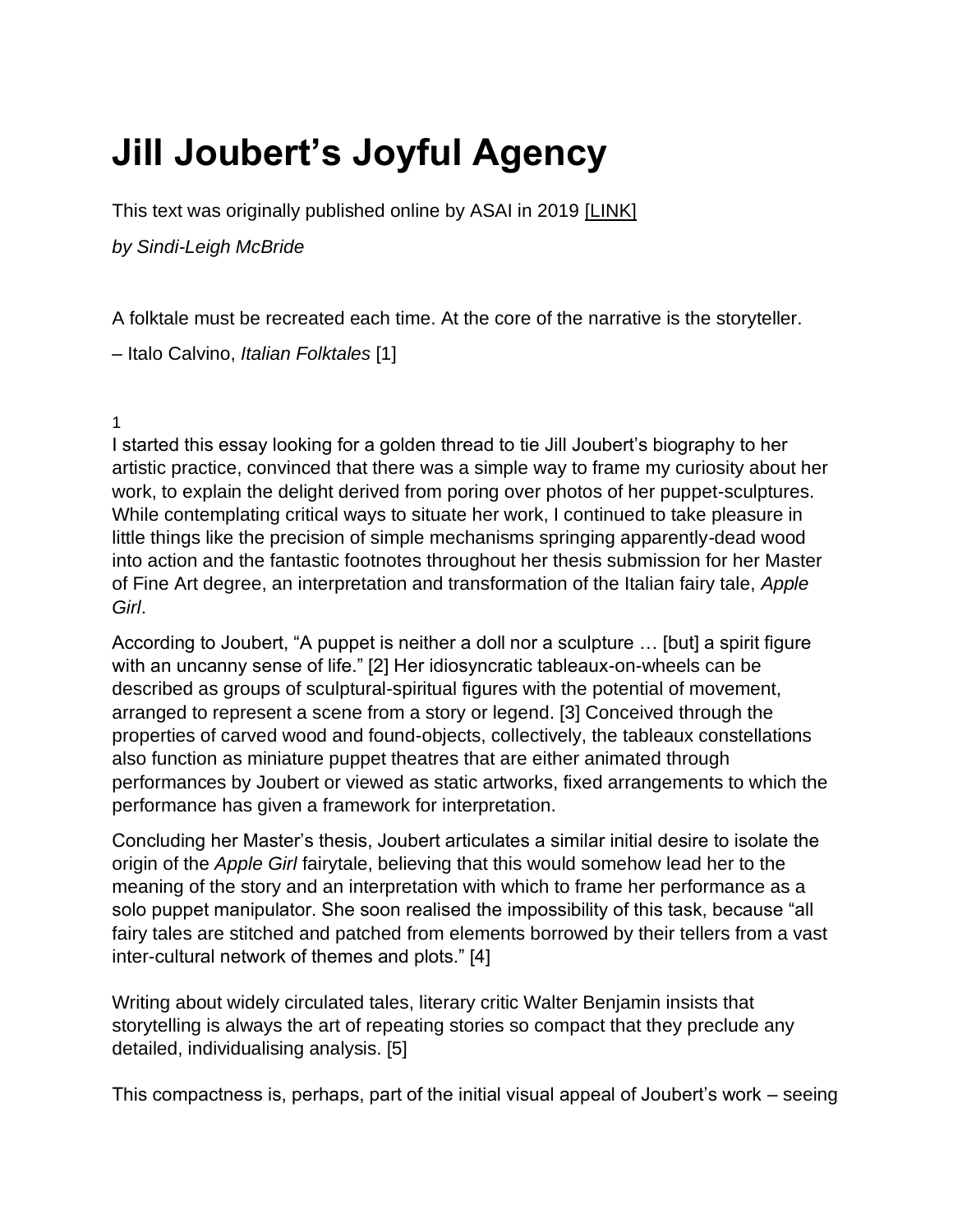# Jill Joubert's Joyful Agency

This text was originally published online by ASAI in 2019 [LINK]

*by Sindi-Leigh McBride*

A folktale must be recreated each time. At the core of the narrative is the storyteller.

– Italo Calvino, *Italian Folktales* [1]

1

I started this essay looking for a golden thread to tie Jill Joubert's biography to her artistic practice, convinced that there was a simple way to frame my curiosity about her work, to explain the delight derived from poring over photos of her puppet-sculptures. While contemplating critical ways to situate her work, I continued to take pleasure in little things like the precision of simple mechanisms springing apparently-dead wood into action and the fantastic footnotes throughout her thesis submission for her Master of Fine Art degree, an interpretation and transformation of the Italian fairy tale, *Apple Girl*.

According to Joubert, "A puppet is neither a doll nor a sculpture … [but] a spirit figure with an uncanny sense of life." [2] Her idiosyncratic tableaux-on-wheels can be described as groups of sculptural-spiritual figures with the potential of movement, arranged to represent a scene from a story or legend. [3] Conceived through the properties of carved wood and found-objects, collectively, the tableaux constellations also function as miniature puppet theatres that are either animated through performances by Joubert or viewed as static artworks, fixed arrangements to which the performance has given a framework for interpretation.

Concluding her Master's thesis, Joubert articulates a similar initial desire to isolate the origin of the *Apple Girl* fairytale, believing that this would somehow lead her to the meaning of the story and an interpretation with which to frame her performance as a solo puppet manipulator. She soon realised the impossibility of this task, because "all fairy tales are stitched and patched from elements borrowed by their tellers from a vast inter-cultural network of themes and plots." [4]

Writing about widely circulated tales, literary critic Walter Benjamin insists that storytelling is always the art of repeating stories so compact that they preclude any detailed, individualising analysis. [5]

This compactness is, perhaps, part of the initial visual appeal of Joubert's work – seeing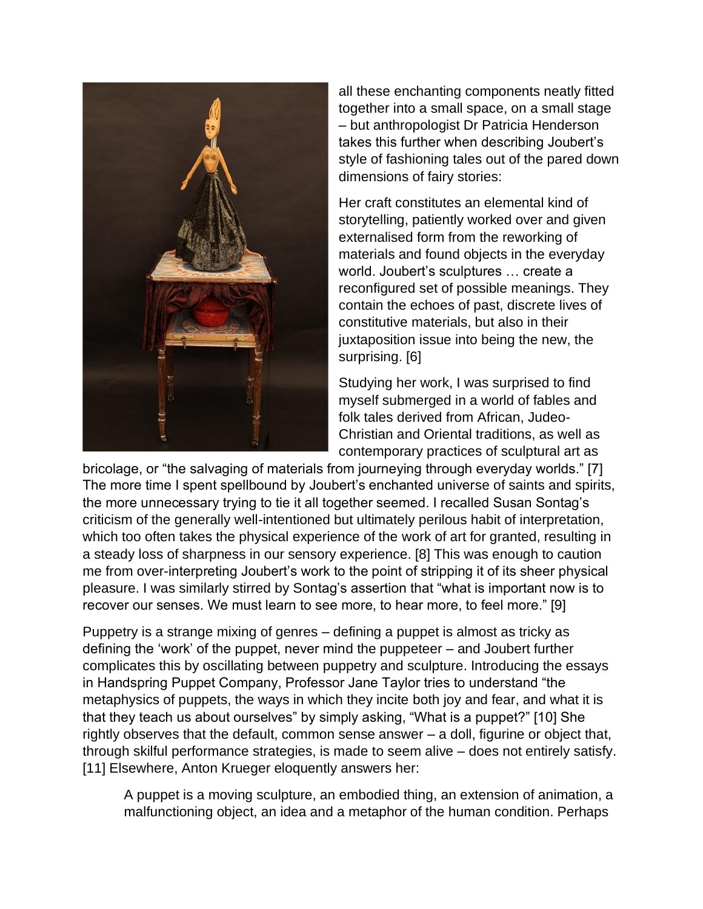all these enchanting components neatly fitted together into a small space, on a small stage – but anthropologist Dr Patricia Henderson takes this further when describing Joubert's style of fashioning tales out of the pared down dimensions of fairy stories:

Her craft constitutes an elemental kind of storytelling, patiently worked over and given externalised form from the reworking of materials and found objects in the everyday world. Joubert's sculptures … create a reconfigured set of possible meanings. They contain the echoes of past, discrete lives of constitutive materials, but also in their juxtaposition issue into being the new, the surprising. [6]

Studying her work, I was surprised to find myself submerged in a world of fables and folk tales derived from African, Judeo-Christian and Oriental traditions, as well as contemporary practices of sculptural art as bricolage, or "the salvaging of materials from journeying through everyday worlds." [7] The more time I spent spellbound by Joubert's enchanted universe of saints and spirits, the more unnecessary trying to tie it all together seemed. I recalled Susan Sontag's criticism of the generally well-intentioned but ultimately perilous habit of interpretation, which too often takes the physical experience of the work of art for granted, resulting in a steady loss of sharpness in our sensory experience. [8] This was enough to caution me from over-interpreting Joubert's work to the point of stripping it of its sheer physical pleasure. I was similarly stirred by Sontag's assertion that "what is important now is to recover our senses. We must learn to see more, to hear more, to feel more." [9]

Puppetry is a strange mixing of genres – defining a puppet is almost as tricky as defining the 'work' of the puppet, never mind the puppeteer – and Joubert further complicates this by oscillating between puppetry and sculpture. Introducing the essays in Handspring Puppet Company, Professor Jane Taylor tries to understand "the metaphysics of puppets, the ways in which they incite both joy and fear, and what it is that they teach us about ourselves" by simply asking, "What is a puppet?" [10] She rightly observes that the default, common sense answer – a doll, figurine or object that, through skilful performance strategies, is made to seem alive – does not entirely satisfy. [11] Elsewhere, Anton Krueger eloquently answers her:

> A puppet is a moving sculpture, an embodied thing, an extension of animation, a malfunctioning object, an idea and a metaphor of the human condition. Perhaps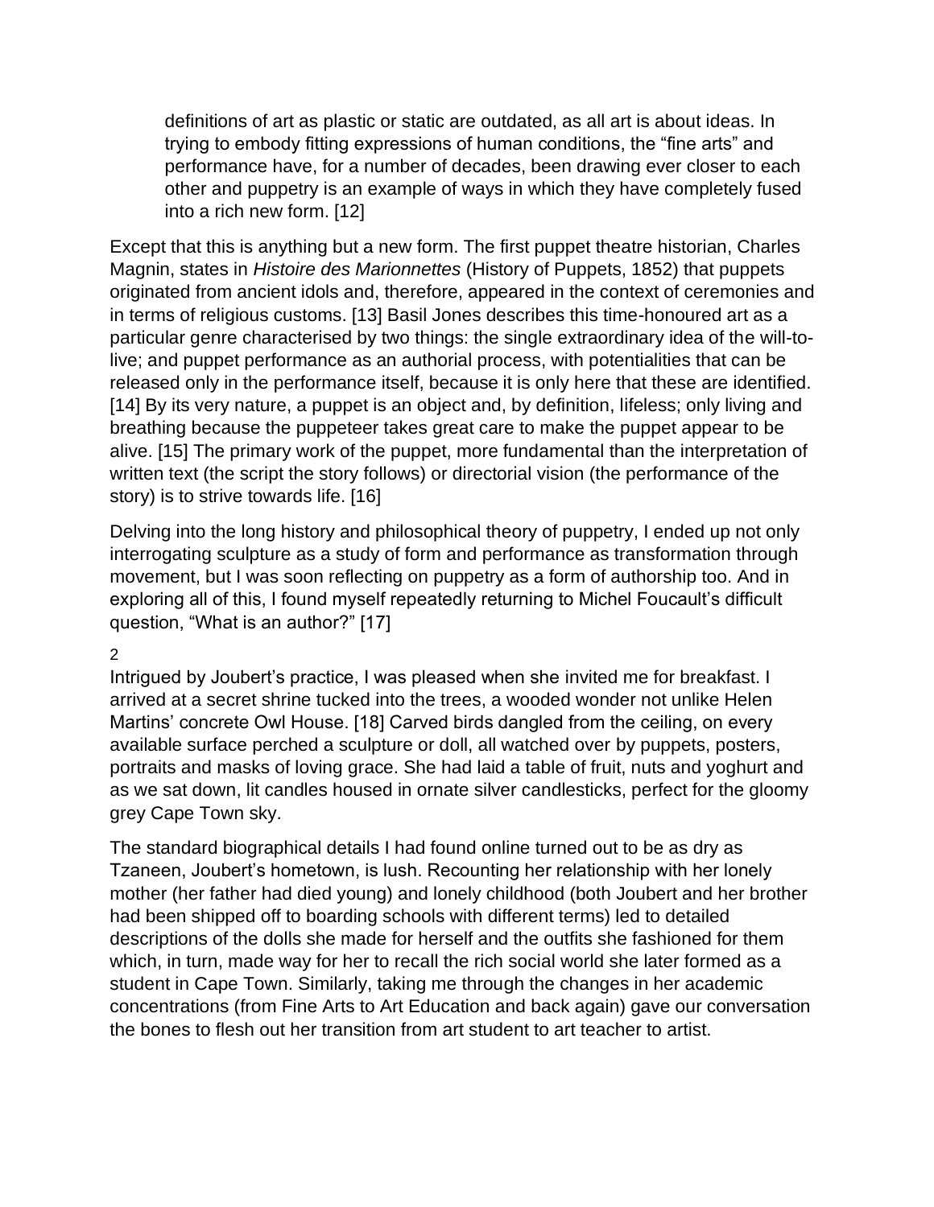> definitions of art as plastic or static are outdated, as all art is about ideas. In trying to embody fitting expressions of human conditions, the "fine arts" and performance have, for a number of decades, been drawing ever closer to each other and puppetry is an example of ways in which they have completely fused into a rich new form. [12]

Except that this is anything but a new form. The first puppet theatre historian, Charles Magnin, states in *Histoire des Marionnettes* (History of Puppets, 1852) that puppets originated from ancient idols and, therefore, appeared in the context of ceremonies and in terms of religious customs. [13] Basil Jones describes this time-honoured art as a particular genre characterised by two things: the single extraordinary idea of the will-to-live; and puppet performance as an authorial process, with potentialities that can be released only in the performance itself, because it is only here that these are identified. [14] By its very nature, a puppet is an object and, by definition, lifeless; only living and breathing because the puppeteer takes great care to make the puppet appear to be alive. [15] The primary work of the puppet, more fundamental than the interpretation of written text (the script the story follows) or directorial vision (the performance of the story) is to strive towards life. [16]

Delving into the long history and philosophical theory of puppetry, I ended up not only interrogating sculpture as a study of form and performance as transformation through movement, but I was soon reflecting on puppetry as a form of authorship too. And in exploring all of this, I found myself repeatedly returning to Michel Foucault's difficult question, "What is an author?" [17]

## 2

Intrigued by Joubert's practice, I was pleased when she invited me for breakfast. I arrived at a secret shrine tucked into the trees, a wooded wonder not unlike Helen Martins' concrete Owl House. [18] Carved birds dangled from the ceiling, on every available surface perched a sculpture or doll, all watched over by puppets, posters, portraits and masks of loving grace. She had laid a table of fruit, nuts and yoghurt and as we sat down, lit candles housed in ornate silver candlesticks, perfect for the gloomy grey Cape Town sky.

The standard biographical details I had found online turned out to be as dry as Tzaneen, Joubert's hometown, is lush. Recounting her relationship with her lonely mother (her father had died young) and lonely childhood (both Joubert and her brother had been shipped off to boarding schools with different terms) led to detailed descriptions of the dolls she made for herself and the outfits she fashioned for them which, in turn, made way for her to recall the rich social world she later formed as a student in Cape Town. Similarly, taking me through the changes in her academic concentrations (from Fine Arts to Art Education and back again) gave our conversation the bones to flesh out her transition from art student to art teacher to artist.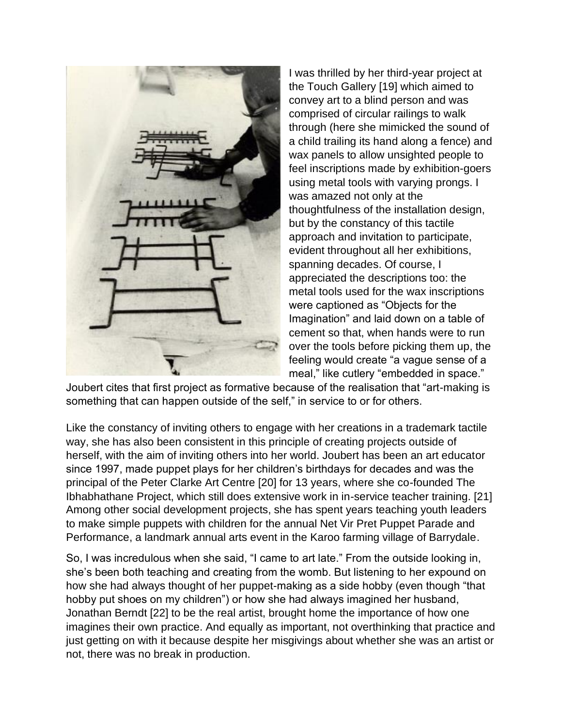I was thrilled by her third-year project at the Touch Gallery [19] which aimed to convey art to a blind person and was comprised of circular railings to walk through (here she mimicked the sound of a child trailing its hand along a fence) and wax panels to allow unsighted people to feel inscriptions made by exhibition-goers using metal tools with varying prongs. I was amazed not only at the thoughtfulness of the installation design, but by the constancy of this tactile approach and invitation to participate, evident throughout all her exhibitions, spanning decades. Of course, I appreciated the descriptions too: the metal tools used for the wax inscriptions were captioned as "Objects for the Imagination" and laid down on a table of cement so that, when hands were to run over the tools before picking them up, the feeling would create "a vague sense of a meal," like cutlery "embedded in space." Joubert cites that first project as formative because of the realisation that "art-making is something that can happen outside of the self," in service to or for others.

Like the constancy of inviting others to engage with her creations in a trademark tactile way, she has also been consistent in this principle of creating projects outside of herself, with the aim of inviting others into her world. Joubert has been an art educator since 1997, made puppet plays for her children's birthdays for decades and was the principal of the Peter Clarke Art Centre [20] for 13 years, where she co-founded The Ibhabhathane Project, which still does extensive work in in-service teacher training. [21] Among other social development projects, she has spent years teaching youth leaders to make simple puppets with children for the annual Net Vir Pret Puppet Parade and Performance, a landmark annual arts event in the Karoo farming village of Barrydale.

So, I was incredulous when she said, "I came to art late." From the outside looking in, she's been both teaching and creating from the womb. But listening to her expound on how she had always thought of her puppet-making as a side hobby (even though "that hobby put shoes on my children") or how she had always imagined her husband, Jonathan Berndt [22] to be the real artist, brought home the importance of how one imagines their own practice. And equally as important, not overthinking that practice and just getting on with it because despite her misgivings about whether she was an artist or not, there was no break in production.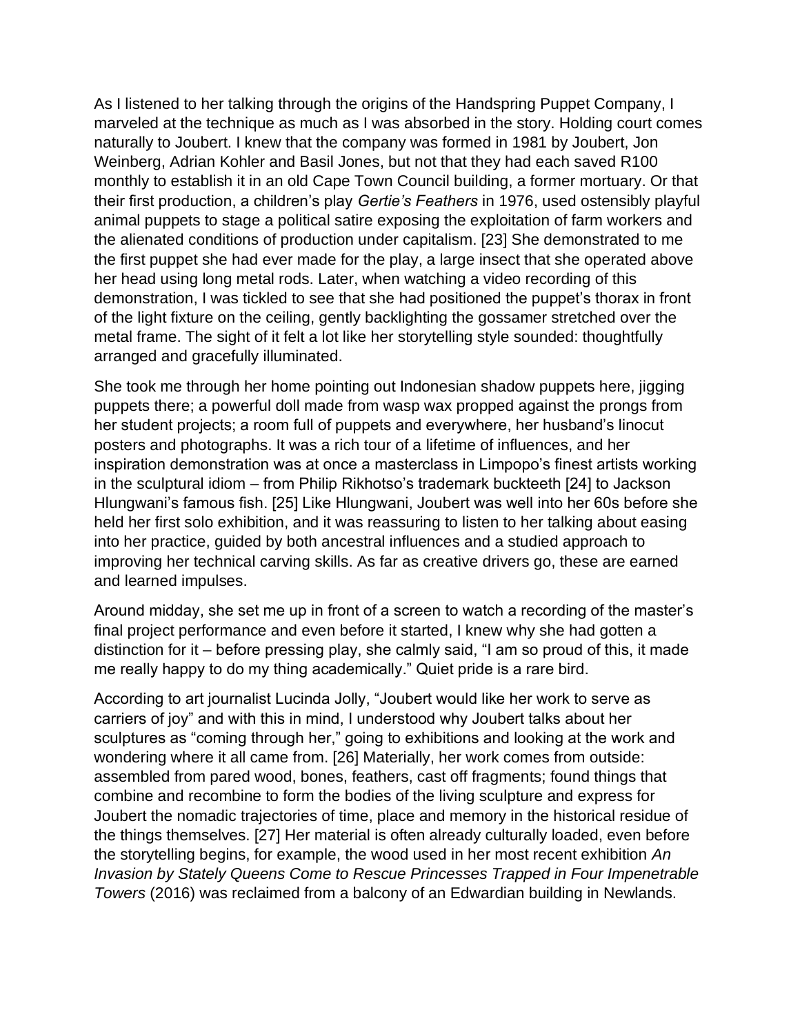As I listened to her talking through the origins of the Handspring Puppet Company, I marveled at the technique as much as I was absorbed in the story. Holding court comes naturally to Joubert. I knew that the company was formed in 1981 by Joubert, Jon Weinberg, Adrian Kohler and Basil Jones, but not that they had each saved R100 monthly to establish it in an old Cape Town Council building, a former mortuary. Or that their first production, a children's play *Gertie's Feathers* in 1976, used ostensibly playful animal puppets to stage a political satire exposing the exploitation of farm workers and the alienated conditions of production under capitalism. [23] She demonstrated to me the first puppet she had ever made for the play, a large insect that she operated above her head using long metal rods. Later, when watching a video recording of this demonstration, I was tickled to see that she had positioned the puppet's thorax in front of the light fixture on the ceiling, gently backlighting the gossamer stretched over the metal frame. The sight of it felt a lot like her storytelling style sounded: thoughtfully arranged and gracefully illuminated.

She took me through her home pointing out Indonesian shadow puppets here, jigging puppets there; a powerful doll made from wasp wax propped against the prongs from her student projects; a room full of puppets and everywhere, her husband's linocut posters and photographs. It was a rich tour of a lifetime of influences, and her inspiration demonstration was at once a masterclass in Limpopo's finest artists working in the sculptural idiom – from Philip Rikhotso's trademark buckteeth [24] to Jackson Hlungwani's famous fish. [25] Like Hlungwani, Joubert was well into her 60s before she held her first solo exhibition, and it was reassuring to listen to her talking about easing into her practice, guided by both ancestral influences and a studied approach to improving her technical carving skills. As far as creative drivers go, these are earned and learned impulses.

Around midday, she set me up in front of a screen to watch a recording of the master's final project performance and even before it started, I knew why she had gotten a distinction for it – before pressing play, she calmly said, "I am so proud of this, it made me really happy to do my thing academically." Quiet pride is a rare bird.

According to art journalist Lucinda Jolly, "Joubert would like her work to serve as carriers of joy" and with this in mind, I understood why Joubert talks about her sculptures as "coming through her," going to exhibitions and looking at the work and wondering where it all came from. [26] Materially, her work comes from outside: assembled from pared wood, bones, feathers, cast off fragments; found things that combine and recombine to form the bodies of the living sculpture and express for Joubert the nomadic trajectories of time, place and memory in the historical residue of the things themselves. [27] Her material is often already culturally loaded, even before the storytelling begins, for example, the wood used in her most recent exhibition *An Invasion by Stately Queens Come to Rescue Princesses Trapped in Four Impenetrable Towers* (2016) was reclaimed from a balcony of an Edwardian building in Newlands.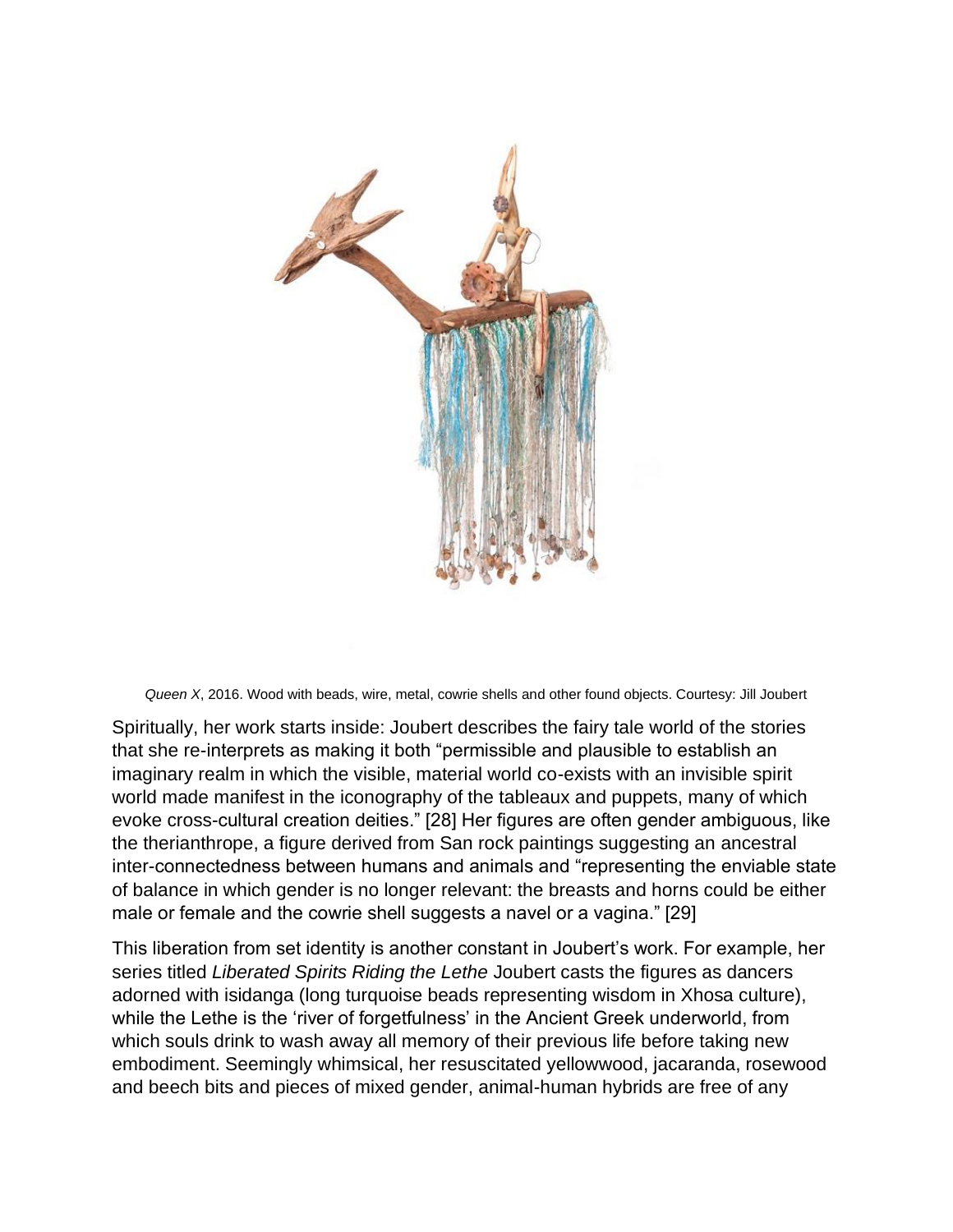*Queen X*, 2016. Wood with beads, wire, metal, cowrie shells and other found objects. Courtesy: Jill Joubert

Spiritually, her work starts inside: Joubert describes the fairy tale world of the stories that she re-interprets as making it both "permissible and plausible to establish an imaginary realm in which the visible, material world co-exists with an invisible spirit world made manifest in the iconography of the tableaux and puppets, many of which evoke cross-cultural creation deities." [28] Her figures are often gender ambiguous, like the therianthrope, a figure derived from San rock paintings suggesting an ancestral inter-connectedness between humans and animals and "representing the enviable state of balance in which gender is no longer relevant: the breasts and horns could be either male or female and the cowrie shell suggests a navel or a vagina." [29]

This liberation from set identity is another constant in Joubert's work. For example, her series titled *Liberated Spirits Riding the Lethe* Joubert casts the figures as dancers adorned with isidanga (long turquoise beads representing wisdom in Xhosa culture), while the Lethe is the 'river of forgetfulness' in the Ancient Greek underworld, from which souls drink to wash away all memory of their previous life before taking new embodiment. Seemingly whimsical, her resuscitated yellowwood, jacaranda, rosewood and beech bits and pieces of mixed gender, animal-human hybrids are free of any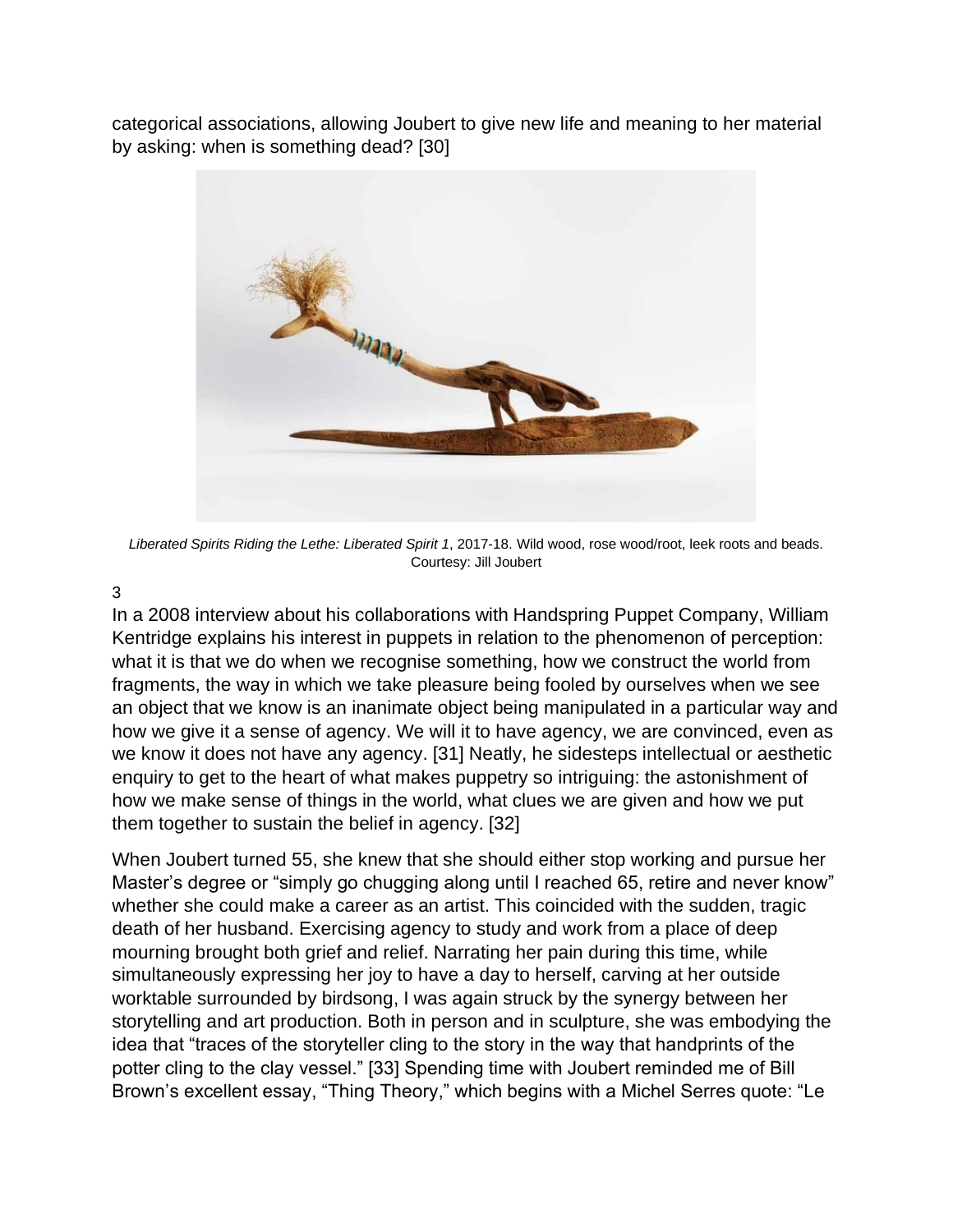categorical associations, allowing Joubert to give new life and meaning to her material by asking: when is something dead? [30]

*Liberated Spirits Riding the Lethe: Liberated Spirit 1*, 2017-18. Wild wood, rose wood/root, leek roots and beads. Courtesy: Jill Joubert

3

In a 2008 interview about his collaborations with Handspring Puppet Company, William Kentridge explains his interest in puppets in relation to the phenomenon of perception: what it is that we do when we recognise something, how we construct the world from fragments, the way in which we take pleasure being fooled by ourselves when we see an object that we know is an inanimate object being manipulated in a particular way and how we give it a sense of agency. We will it to have agency, we are convinced, even as we know it does not have any agency. [31] Neatly, he sidesteps intellectual or aesthetic enquiry to get to the heart of what makes puppetry so intriguing: the astonishment of how we make sense of things in the world, what clues we are given and how we put them together to sustain the belief in agency. [32]

When Joubert turned 55, she knew that she should either stop working and pursue her Master's degree or "simply go chugging along until I reached 65, retire and never know" whether she could make a career as an artist. This coincided with the sudden, tragic death of her husband. Exercising agency to study and work from a place of deep mourning brought both grief and relief. Narrating her pain during this time, while simultaneously expressing her joy to have a day to herself, carving at her outside worktable surrounded by birdsong, I was again struck by the synergy between her storytelling and art production. Both in person and in sculpture, she was embodying the idea that "traces of the storyteller cling to the story in the way that handprints of the potter cling to the clay vessel." [33] Spending time with Joubert reminded me of Bill Brown's excellent essay, "Thing Theory," which begins with a Michel Serres quote: "Le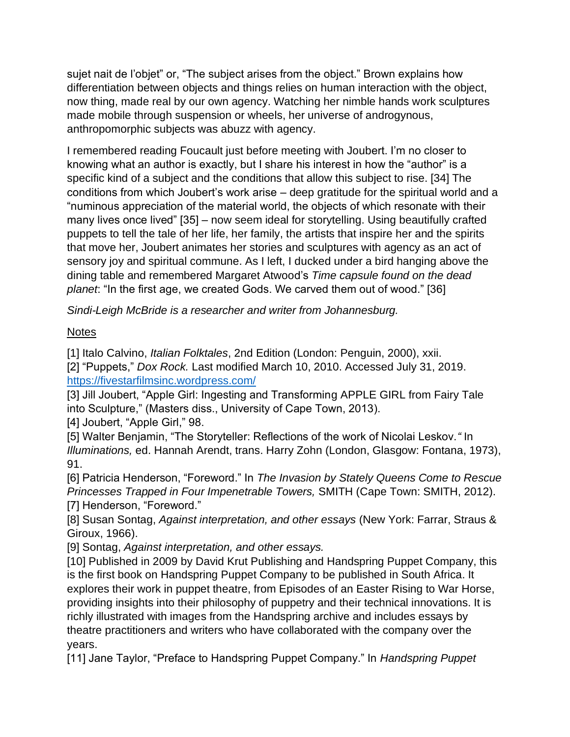sujet nait de l'objet" or, "The subject arises from the object." Brown explains how differentiation between objects and things relies on human interaction with the object, now thing, made real by our own agency. Watching her nimble hands work sculptures made mobile through suspension or wheels, her universe of androgynous, anthropomorphic subjects was abuzz with agency.

I remembered reading Foucault just before meeting with Joubert. I'm no closer to knowing what an author is exactly, but I share his interest in how the "author" is a specific kind of a subject and the conditions that allow this subject to rise. [34] The conditions from which Joubert's work arise – deep gratitude for the spiritual world and a "numinous appreciation of the material world, the objects of which resonate with their many lives once lived" [35] – now seem ideal for storytelling. Using beautifully crafted puppets to tell the tale of her life, her family, the artists that inspire her and the spirits that move her, Joubert animates her stories and sculptures with agency as an act of sensory joy and spiritual commune. As I left, I ducked under a bird hanging above the dining table and remembered Margaret Atwood's *Time capsule found on the dead planet*: "In the first age, we created Gods. We carved them out of wood." [36]

*Sindi-Leigh McBride is a researcher and writer from Johannesburg.*

Notes

[1] Italo Calvino, *Italian Folktales*, 2nd Edition (London: Penguin, 2000), xxii.
[2] "Puppets," *Dox Rock.* Last modified March 10, 2010. Accessed July 31, 2019. https://fivestarfilmsinc.wordpress.com/
[3] Jill Joubert, "Apple Girl: Ingesting and Transforming APPLE GIRL from Fairy Tale into Sculpture," (Masters diss., University of Cape Town, 2013).
[4] Joubert, "Apple Girl," 98.
[5] Walter Benjamin, "The Storyteller: Reflections of the work of Nicolai Leskov.*"* In *Illuminations,* ed. Hannah Arendt, trans. Harry Zohn (London, Glasgow: Fontana, 1973), 91.
[6] Patricia Henderson, "Foreword." In *The Invasion by Stately Queens Come to Rescue Princesses Trapped in Four Impenetrable Towers,* SMITH (Cape Town: SMITH, 2012).
[7] Henderson, "Foreword."
[8] Susan Sontag, *Against interpretation, and other essays* (New York: Farrar, Straus & Giroux, 1966).
[9] Sontag, *Against interpretation, and other essays.*
[10] Published in 2009 by David Krut Publishing and Handspring Puppet Company, this is the first book on Handspring Puppet Company to be published in South Africa. It explores their work in puppet theatre, from Episodes of an Easter Rising to War Horse, providing insights into their philosophy of puppetry and their technical innovations. It is richly illustrated with images from the Handspring archive and includes essays by theatre practitioners and writers who have collaborated with the company over the years.
[11] Jane Taylor, "Preface to Handspring Puppet Company." In *Handspring Puppet*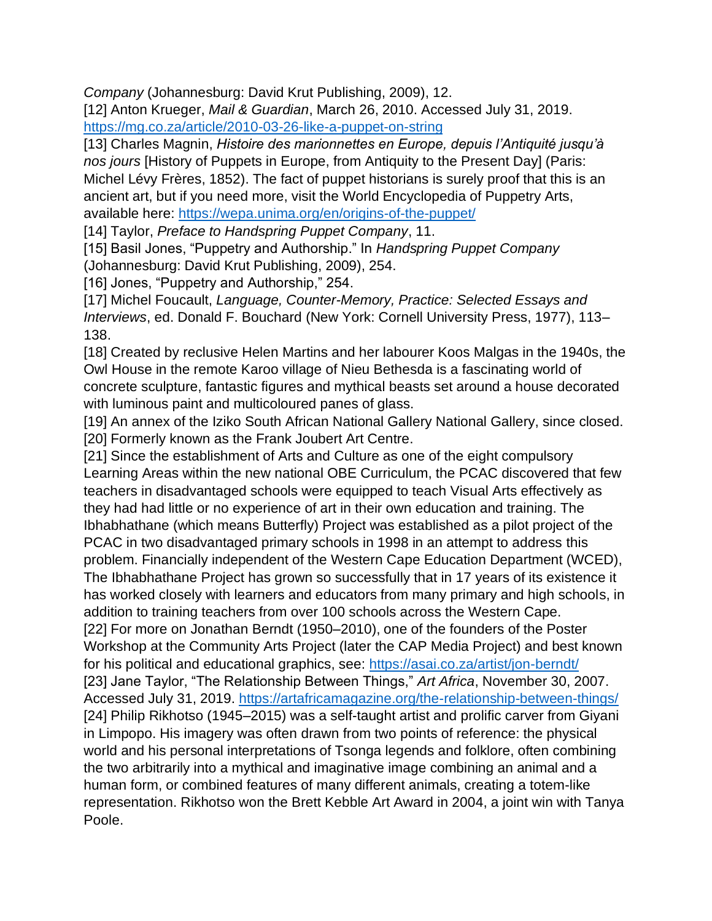*Company* (Johannesburg: David Krut Publishing, 2009), 12.

[12] Anton Krueger, *Mail & Guardian*, March 26, 2010. Accessed July 31, 2019. https://mg.co.za/article/2010-03-26-like-a-puppet-on-string

[13] Charles Magnin, *Histoire des marionnettes en Europe, depuis l'Antiquité jusqu'à nos jours* [History of Puppets in Europe, from Antiquity to the Present Day] (Paris: Michel Lévy Frères, 1852). The fact of puppet historians is surely proof that this is an ancient art, but if you need more, visit the World Encyclopedia of Puppetry Arts, available here: https://wepa.unima.org/en/origins-of-the-puppet/

[14] Taylor, *Preface to Handspring Puppet Company*, 11.

[15] Basil Jones, "Puppetry and Authorship." In *Handspring Puppet Company* (Johannesburg: David Krut Publishing, 2009), 254.

[16] Jones, "Puppetry and Authorship," 254.

[17] Michel Foucault, *Language, Counter-Memory, Practice: Selected Essays and Interviews*, ed. Donald F. Bouchard (New York: Cornell University Press, 1977), 113–138.

[18] Created by reclusive Helen Martins and her labourer Koos Malgas in the 1940s, the Owl House in the remote Karoo village of Nieu Bethesda is a fascinating world of concrete sculpture, fantastic figures and mythical beasts set around a house decorated with luminous paint and multicoloured panes of glass.

[19] An annex of the Iziko South African National Gallery National Gallery, since closed.

[20] Formerly known as the Frank Joubert Art Centre.

[21] Since the establishment of Arts and Culture as one of the eight compulsory Learning Areas within the new national OBE Curriculum, the PCAC discovered that few teachers in disadvantaged schools were equipped to teach Visual Arts effectively as they had had little or no experience of art in their own education and training. The Ibhabhathane (which means Butterfly) Project was established as a pilot project of the PCAC in two disadvantaged primary schools in 1998 in an attempt to address this problem. Financially independent of the Western Cape Education Department (WCED), The Ibhabhathane Project has grown so successfully that in 17 years of its existence it has worked closely with learners and educators from many primary and high schools, in addition to training teachers from over 100 schools across the Western Cape.

[22] For more on Jonathan Berndt (1950–2010), one of the founders of the Poster Workshop at the Community Arts Project (later the CAP Media Project) and best known for his political and educational graphics, see: https://asai.co.za/artist/jon-berndt/

[23] Jane Taylor, "The Relationship Between Things," *Art Africa*, November 30, 2007. Accessed July 31, 2019. https://artafricamagazine.org/the-relationship-between-things/

[24] Philip Rikhotso (1945–2015) was a self-taught artist and prolific carver from Giyani in Limpopo. His imagery was often drawn from two points of reference: the physical world and his personal interpretations of Tsonga legends and folklore, often combining the two arbitrarily into a mythical and imaginative image combining an animal and a human form, or combined features of many different animals, creating a totem-like representation. Rikhotso won the Brett Kebble Art Award in 2004, a joint win with Tanya Poole.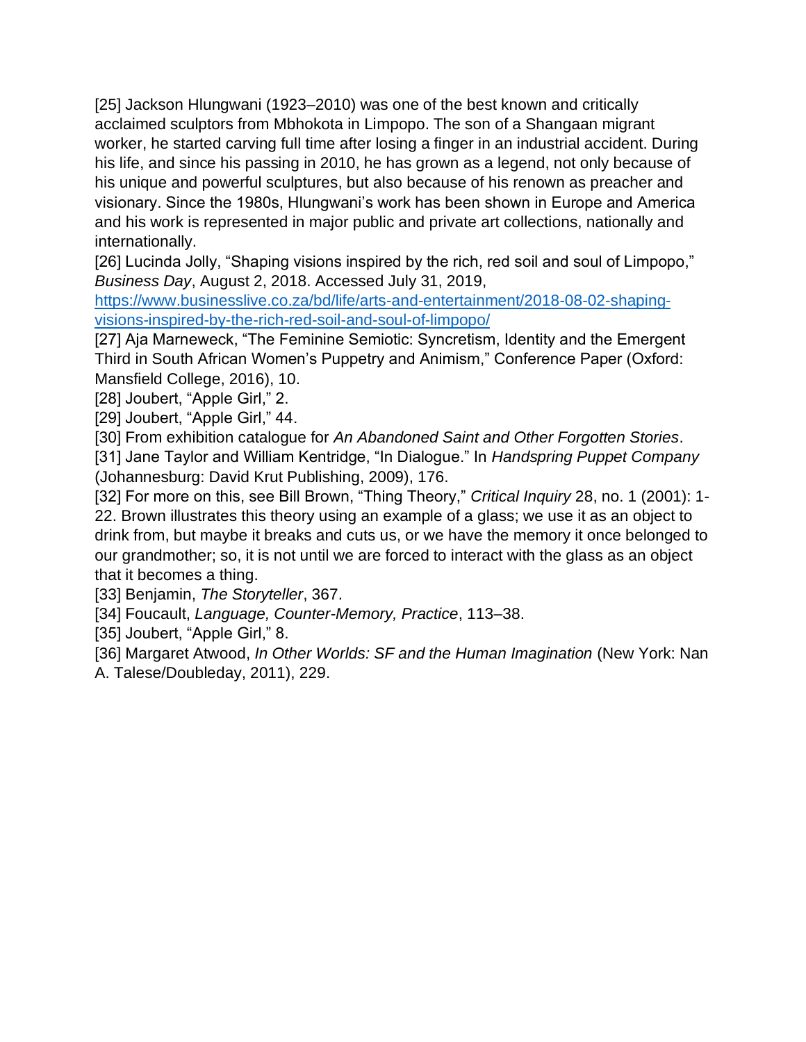[25] Jackson Hlungwani (1923–2010) was one of the best known and critically acclaimed sculptors from Mbhokota in Limpopo. The son of a Shangaan migrant worker, he started carving full time after losing a finger in an industrial accident. During his life, and since his passing in 2010, he has grown as a legend, not only because of his unique and powerful sculptures, but also because of his renown as preacher and visionary. Since the 1980s, Hlungwani's work has been shown in Europe and America and his work is represented in major public and private art collections, nationally and internationally.

[26] Lucinda Jolly, "Shaping visions inspired by the rich, red soil and soul of Limpopo," *Business Day*, August 2, 2018. Accessed July 31, 2019, https://www.businesslive.co.za/bd/life/arts-and-entertainment/2018-08-02-shaping-visions-inspired-by-the-rich-red-soil-and-soul-of-limpopo/

[27] Aja Marneweck, "The Feminine Semiotic: Syncretism, Identity and the Emergent Third in South African Women's Puppetry and Animism," Conference Paper (Oxford: Mansfield College, 2016), 10.

[28] Joubert, "Apple Girl," 2.

[29] Joubert, "Apple Girl," 44.

[30] From exhibition catalogue for *An Abandoned Saint and Other Forgotten Stories*.

[31] Jane Taylor and William Kentridge, "In Dialogue." In *Handspring Puppet Company* (Johannesburg: David Krut Publishing, 2009), 176.

[32] For more on this, see Bill Brown, "Thing Theory," *Critical Inquiry* 28, no. 1 (2001): 1-22. Brown illustrates this theory using an example of a glass; we use it as an object to drink from, but maybe it breaks and cuts us, or we have the memory it once belonged to our grandmother; so, it is not until we are forced to interact with the glass as an object that it becomes a thing.

[33] Benjamin, *The Storyteller*, 367.

[34] Foucault, *Language, Counter-Memory, Practice*, 113–38.

[35] Joubert, "Apple Girl," 8.

[36] Margaret Atwood, *In Other Worlds: SF and the Human Imagination* (New York: Nan A. Talese/Doubleday, 2011), 229.